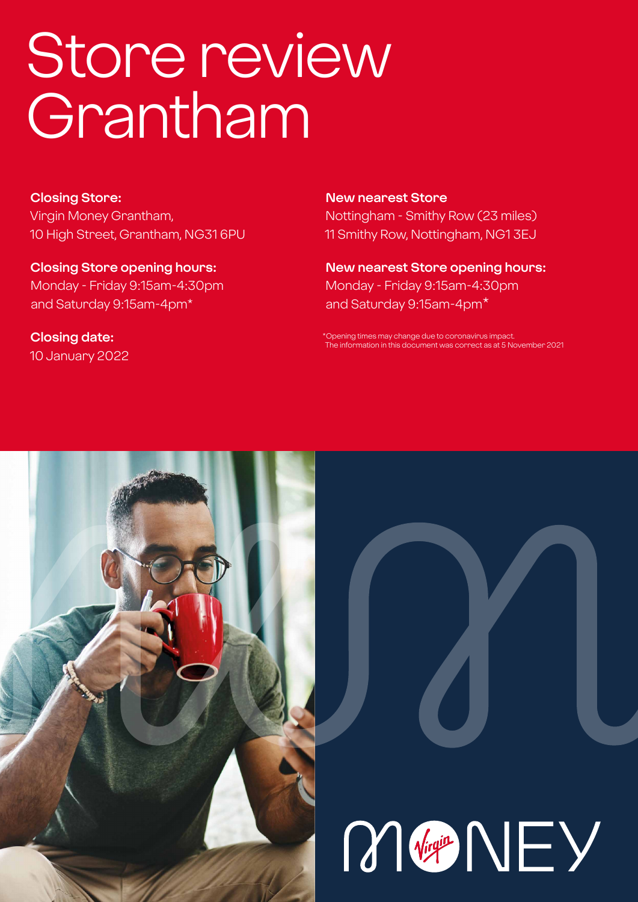# Store review Grantham

**Closing Store:**
Virgin Money Grantham,
10 High Street, Grantham, NG31 6PU

**Closing Store opening hours:**
Monday - Friday 9:15am-4:30pm
and Saturday 9:15am-4pm*

**Closing date:**
10 January 2022

**New nearest Store**
Nottingham - Smithy Row (23 miles)
11 Smithy Row, Nottingham, NG1 3EJ

**New nearest Store opening hours:**
Monday - Friday 9:15am-4:30pm
and Saturday 9:15am-4pm*

*Opening times may change due to coronavirus impact.
The information in this document was correct as at 5 November 2021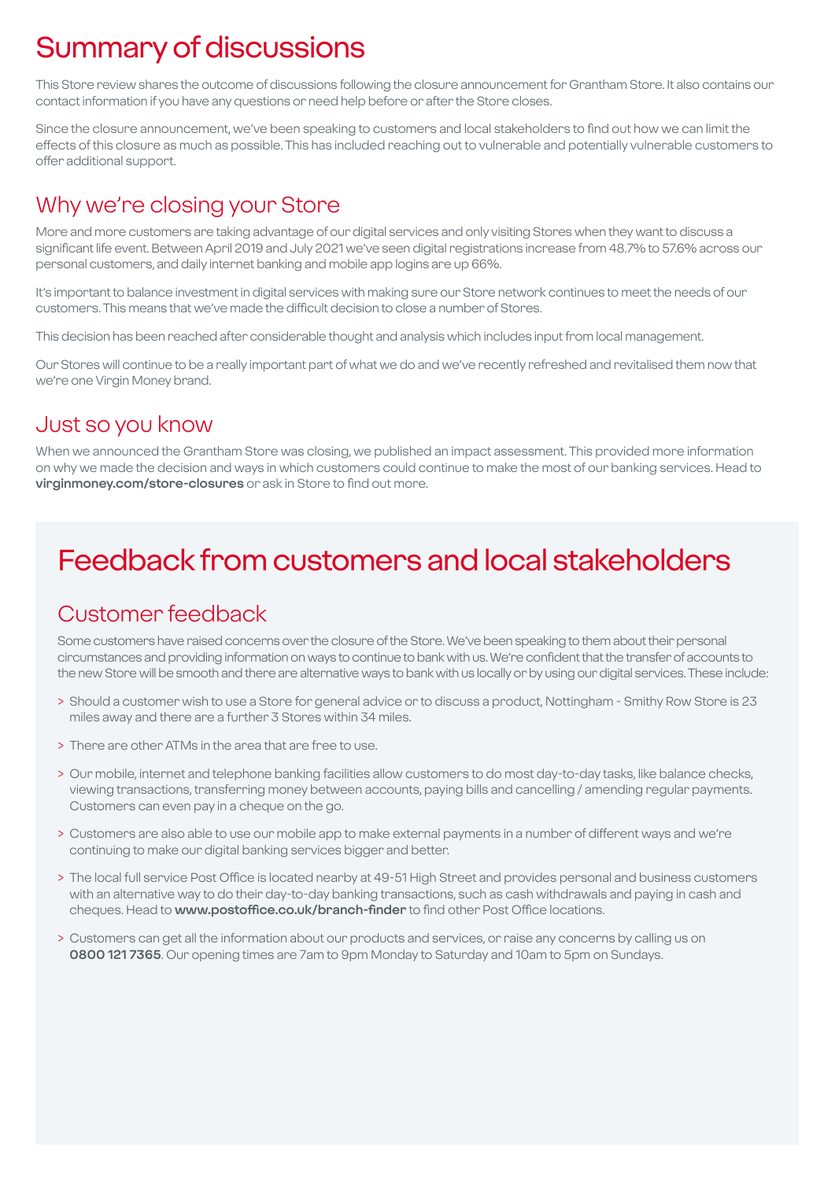# Summary of discussions

This Store review shares the outcome of discussions following the closure announcement for Grantham Store. It also contains our contact information if you have any questions or need help before or after the Store closes.

Since the closure announcement, we've been speaking to customers and local stakeholders to find out how we can limit the effects of this closure as much as possible. This has included reaching out to vulnerable and potentially vulnerable customers to offer additional support.

## Why we're closing your Store

More and more customers are taking advantage of our digital services and only visiting Stores when they want to discuss a significant life event. Between April 2019 and July 2021 we've seen digital registrations increase from 48.7% to 57.6% across our personal customers, and daily internet banking and mobile app logins are up 66%.

It's important to balance investment in digital services with making sure our Store network continues to meet the needs of our customers. This means that we've made the difficult decision to close a number of Stores.

This decision has been reached after considerable thought and analysis which includes input from local management.

Our Stores will continue to be a really important part of what we do and we've recently refreshed and revitalised them now that we're one Virgin Money brand.

## Just so you know

When we announced the Grantham Store was closing, we published an impact assessment. This provided more information on why we made the decision and ways in which customers could continue to make the most of our banking services. Head to **virginmoney.com/store-closures** or ask in Store to find out more.

# Feedback from customers and local stakeholders

## Customer feedback

Some customers have raised concerns over the closure of the Store. We've been speaking to them about their personal circumstances and providing information on ways to continue to bank with us. We're confident that the transfer of accounts to the new Store will be smooth and there are alternative ways to bank with us locally or by using our digital services. These include:

> Should a customer wish to use a Store for general advice or to discuss a product, Nottingham - Smithy Row Store is 23 miles away and there are a further 3 Stores within 34 miles.

> There are other ATMs in the area that are free to use.

> Our mobile, internet and telephone banking facilities allow customers to do most day-to-day tasks, like balance checks, viewing transactions, transferring money between accounts, paying bills and cancelling / amending regular payments. Customers can even pay in a cheque on the go.

> Customers are also able to use our mobile app to make external payments in a number of different ways and we're continuing to make our digital banking services bigger and better.

> The local full service Post Office is located nearby at 49-51 High Street and provides personal and business customers with an alternative way to do their day-to-day banking transactions, such as cash withdrawals and paying in cash and cheques. Head to **www.postoffice.co.uk/branch-finder** to find other Post Office locations.

> Customers can get all the information about our products and services, or raise any concerns by calling us on **0800 121 7365**. Our opening times are 7am to 9pm Monday to Saturday and 10am to 5pm on Sundays.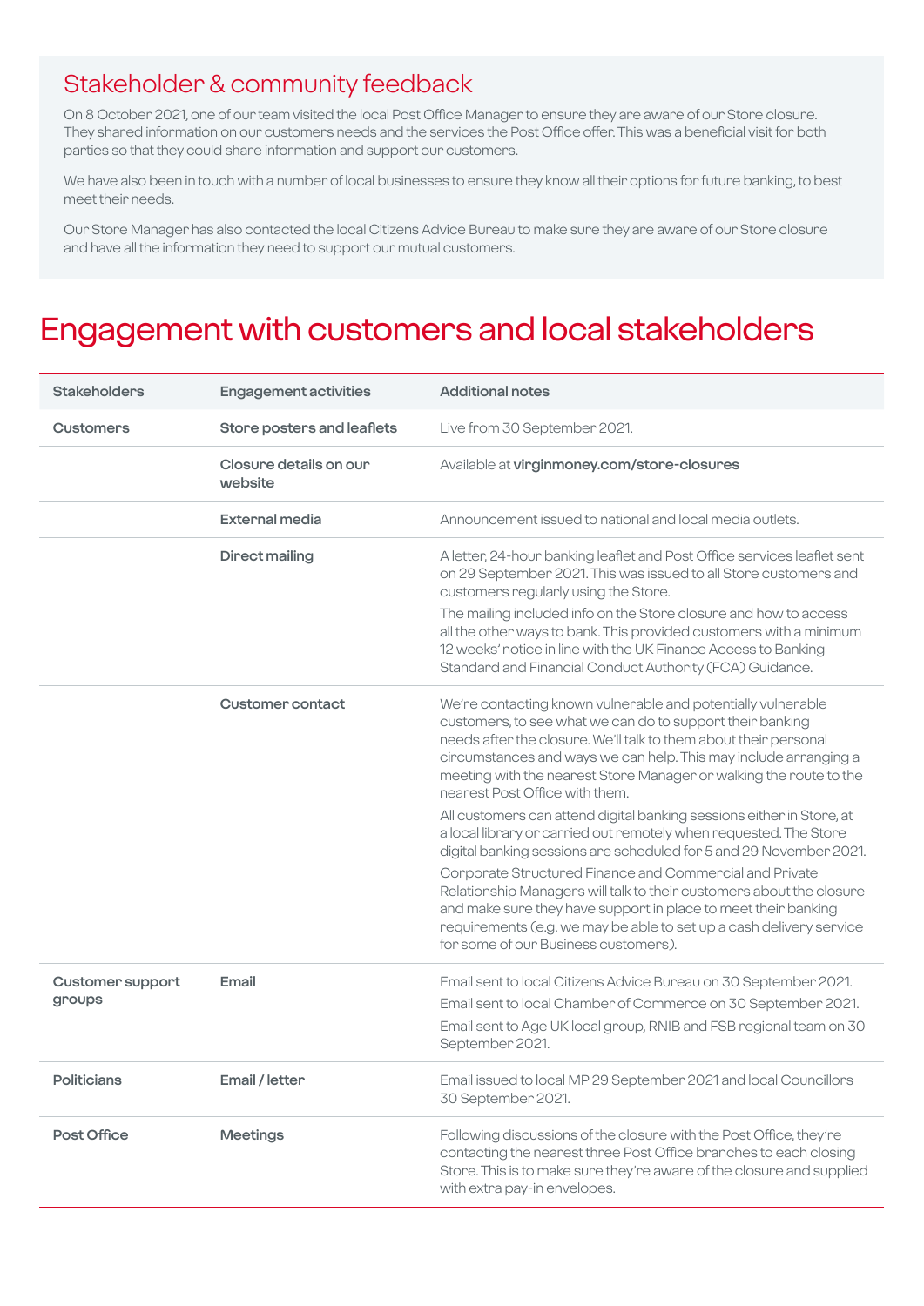## Stakeholder & community feedback

On 8 October 2021, one of our team visited the local Post Office Manager to ensure they are aware of our Store closure. They shared information on our customers needs and the services the Post Office offer. This was a beneficial visit for both parties so that they could share information and support our customers.

We have also been in touch with a number of local businesses to ensure they know all their options for future banking, to best meet their needs.

Our Store Manager has also contacted the local Citizens Advice Bureau to make sure they are aware of our Store closure and have all the information they need to support our mutual customers.

# Engagement with customers and local stakeholders

| Stakeholders | Engagement activities | Additional notes |
|---|---|---|
| Customers | Store posters and leaflets | Live from 30 September 2021. |
| | Closure details on our website | Available at **virginmoney.com/store-closures** |
| | External media | Announcement issued to national and local media outlets. |
| | Direct mailing | A letter, 24-hour banking leaflet and Post Office services leaflet sent on 29 September 2021. This was issued to all Store customers and customers regularly using the Store.<br><br>The mailing included info on the Store closure and how to access all the other ways to bank. This provided customers with a minimum 12 weeks' notice in line with the UK Finance Access to Banking Standard and Financial Conduct Authority (FCA) Guidance. |
| | Customer contact | We're contacting known vulnerable and potentially vulnerable customers, to see what we can do to support their banking needs after the closure. We'll talk to them about their personal circumstances and ways we can help. This may include arranging a meeting with the nearest Store Manager or walking the route to the nearest Post Office with them.<br><br>All customers can attend digital banking sessions either in Store, at a local library or carried out remotely when requested. The Store digital banking sessions are scheduled for 5 and 29 November 2021.<br><br>Corporate Structured Finance and Commercial and Private Relationship Managers will talk to their customers about the closure and make sure they have support in place to meet their banking requirements (e.g. we may be able to set up a cash delivery service for some of our Business customers). |
| Customer support groups | Email | Email sent to local Citizens Advice Bureau on 30 September 2021.<br><br>Email sent to local Chamber of Commerce on 30 September 2021.<br><br>Email sent to Age UK local group, RNIB and FSB regional team on 30 September 2021. |
| Politicians | Email / letter | Email issued to local MP 29 September 2021 and local Councillors 30 September 2021. |
| Post Office | Meetings | Following discussions of the closure with the Post Office, they're contacting the nearest three Post Office branches to each closing Store. This is to make sure they're aware of the closure and supplied with extra pay-in envelopes. |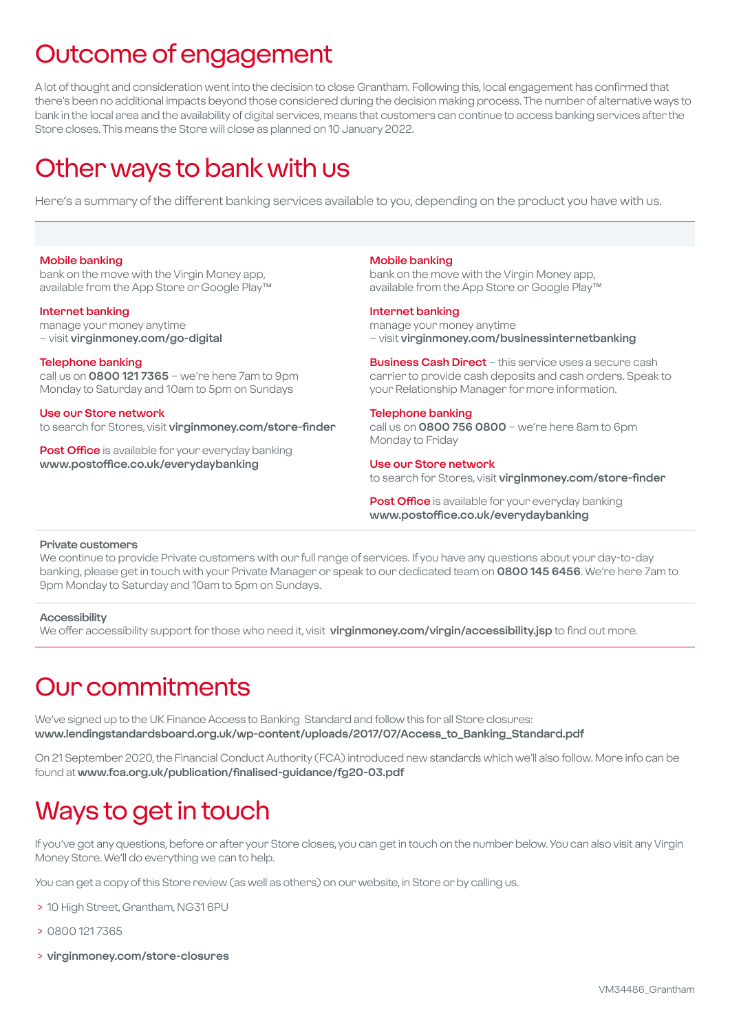# Outcome of engagement

A lot of thought and consideration went into the decision to close Grantham. Following this, local engagement has confirmed that there's been no additional impacts beyond those considered during the decision making process. The number of alternative ways to bank in the local area and the availability of digital services, means that customers can continue to access banking services after the Store closes. This means the Store will close as planned on 10 January 2022.

# Other ways to bank with us

Here's a summary of the different banking services available to you, depending on the product you have with us.

**Mobile banking**
bank on the move with the Virgin Money app, available from the App Store or Google Play™

**Internet banking**
manage your money anytime – visit **virginmoney.com/go-digital**

**Telephone banking**
call us on **0800 121 7365** – we're here 7am to 9pm Monday to Saturday and 10am to 5pm on Sundays

**Use our Store network**
to search for Stores, visit **virginmoney.com/store-finder**

**Post Office** is available for your everyday banking **www.postoffice.co.uk/everydaybanking**

**Mobile banking**
bank on the move with the Virgin Money app, available from the App Store or Google Play™

**Internet banking**
manage your money anytime – visit **virginmoney.com/businessinternetbanking**

**Business Cash Direct** – this service uses a secure cash carrier to provide cash deposits and cash orders. Speak to your Relationship Manager for more information.

**Telephone banking**
call us on **0800 756 0800** – we're here 8am to 6pm Monday to Friday

**Use our Store network**
to search for Stores, visit **virginmoney.com/store-finder**

**Post Office** is available for your everyday banking **www.postoffice.co.uk/everydaybanking**

**Private customers**
We continue to provide Private customers with our full range of services. If you have any questions about your day-to-day banking, please get in touch with your Private Manager or speak to our dedicated team on **0800 145 6456**. We're here 7am to 9pm Monday to Saturday and 10am to 5pm on Sundays.

**Accessibility**
We offer accessibility support for those who need it, visit **virginmoney.com/virgin/accessibility.jsp** to find out more.

# Our commitments

We've signed up to the UK Finance Access to Banking Standard and follow this for all Store closures: **www.lendingstandardsboard.org.uk/wp-content/uploads/2017/07/Access_to_Banking_Standard.pdf**

On 21 September 2020, the Financial Conduct Authority (FCA) introduced new standards which we'll also follow. More info can be found at **www.fca.org.uk/publication/finalised-guidance/fg20-03.pdf**

# Ways to get in touch

If you've got any questions, before or after your Store closes, you can get in touch on the number below. You can also visit any Virgin Money Store. We'll do everything we can to help.

You can get a copy of this Store review (as well as others) on our website, in Store or by calling us.

> 10 High Street, Grantham, NG31 6PU

> 0800 121 7365

> **virginmoney.com/store-closures**

VM34486_Grantham